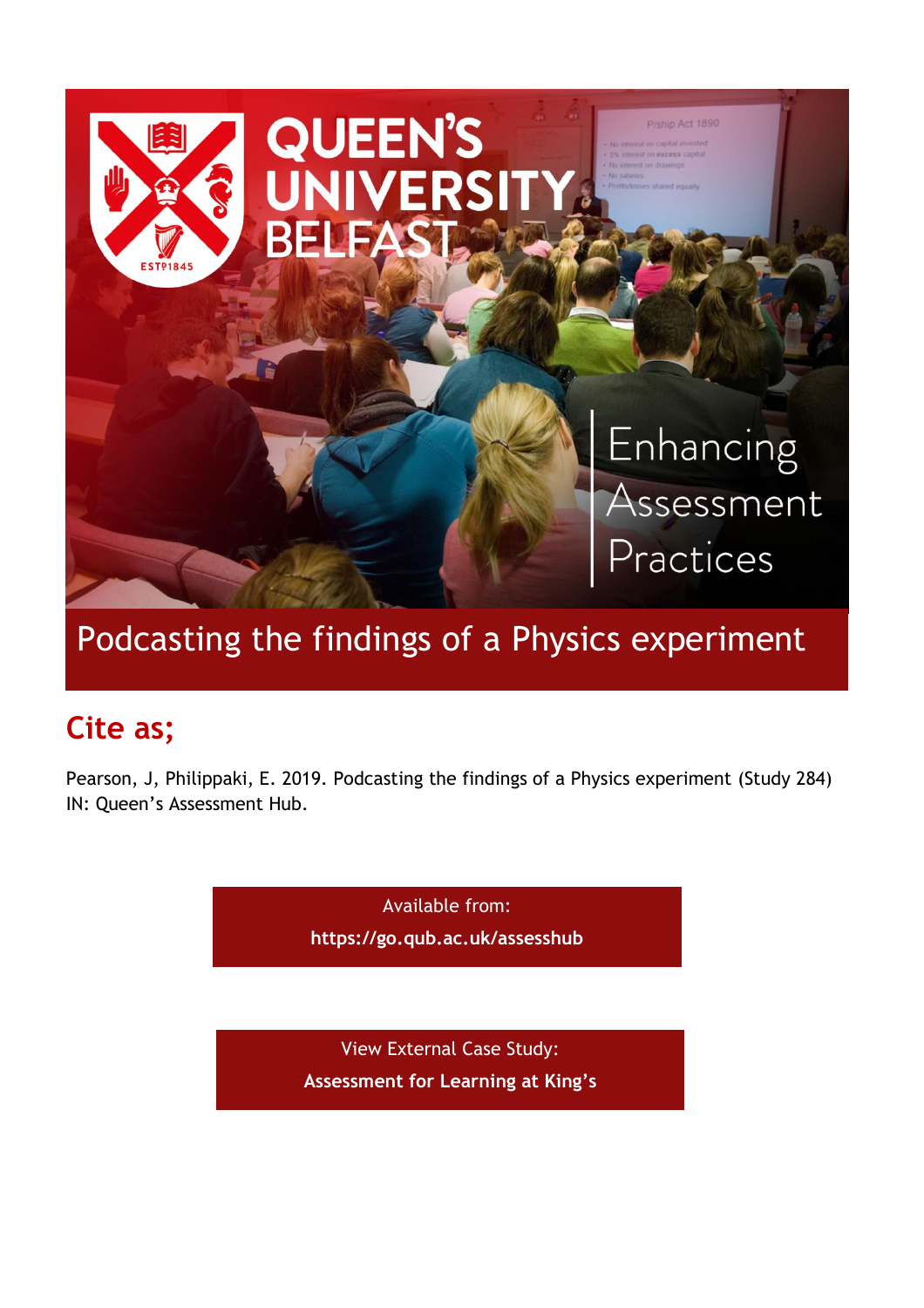QUEEN'S UNIVERSITY BELFAST

Enhancing Assessment Practices

# Podcasting the findings of a Physics experiment

## Cite as;

Pearson, J, Philippaki, E. 2019. Podcasting the findings of a Physics experiment (Study 284) IN: Queen's Assessment Hub.

Available from:
**https://go.qub.ac.uk/assesshub**

View External Case Study:
**Assessment for Learning at King's**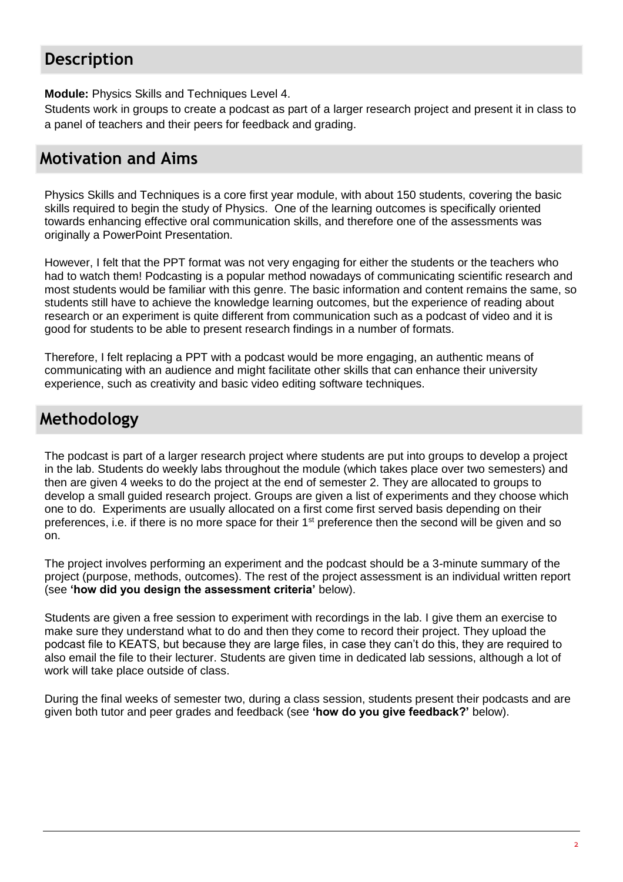## Description

**Module:** Physics Skills and Techniques Level 4.

Students work in groups to create a podcast as part of a larger research project and present it in class to a panel of teachers and their peers for feedback and grading.

## Motivation and Aims

Physics Skills and Techniques is a core first year module, with about 150 students, covering the basic skills required to begin the study of Physics. One of the learning outcomes is specifically oriented towards enhancing effective oral communication skills, and therefore one of the assessments was originally a PowerPoint Presentation.

However, I felt that the PPT format was not very engaging for either the students or the teachers who had to watch them! Podcasting is a popular method nowadays of communicating scientific research and most students would be familiar with this genre. The basic information and content remains the same, so students still have to achieve the knowledge learning outcomes, but the experience of reading about research or an experiment is quite different from communication such as a podcast of video and it is good for students to be able to present research findings in a number of formats.

Therefore, I felt replacing a PPT with a podcast would be more engaging, an authentic means of communicating with an audience and might facilitate other skills that can enhance their university experience, such as creativity and basic video editing software techniques.

## Methodology

The podcast is part of a larger research project where students are put into groups to develop a project in the lab. Students do weekly labs throughout the module (which takes place over two semesters) and then are given 4 weeks to do the project at the end of semester 2. They are allocated to groups to develop a small guided research project. Groups are given a list of experiments and they choose which one to do. Experiments are usually allocated on a first come first served basis depending on their preferences, i.e. if there is no more space for their 1st preference then the second will be given and so on.

The project involves performing an experiment and the podcast should be a 3-minute summary of the project (purpose, methods, outcomes). The rest of the project assessment is an individual written report (see **'how did you design the assessment criteria'** below).

Students are given a free session to experiment with recordings in the lab. I give them an exercise to make sure they understand what to do and then they come to record their project. They upload the podcast file to KEATS, but because they are large files, in case they can't do this, they are required to also email the file to their lecturer. Students are given time in dedicated lab sessions, although a lot of work will take place outside of class.

During the final weeks of semester two, during a class session, students present their podcasts and are given both tutor and peer grades and feedback (see **'how do you give feedback?'** below).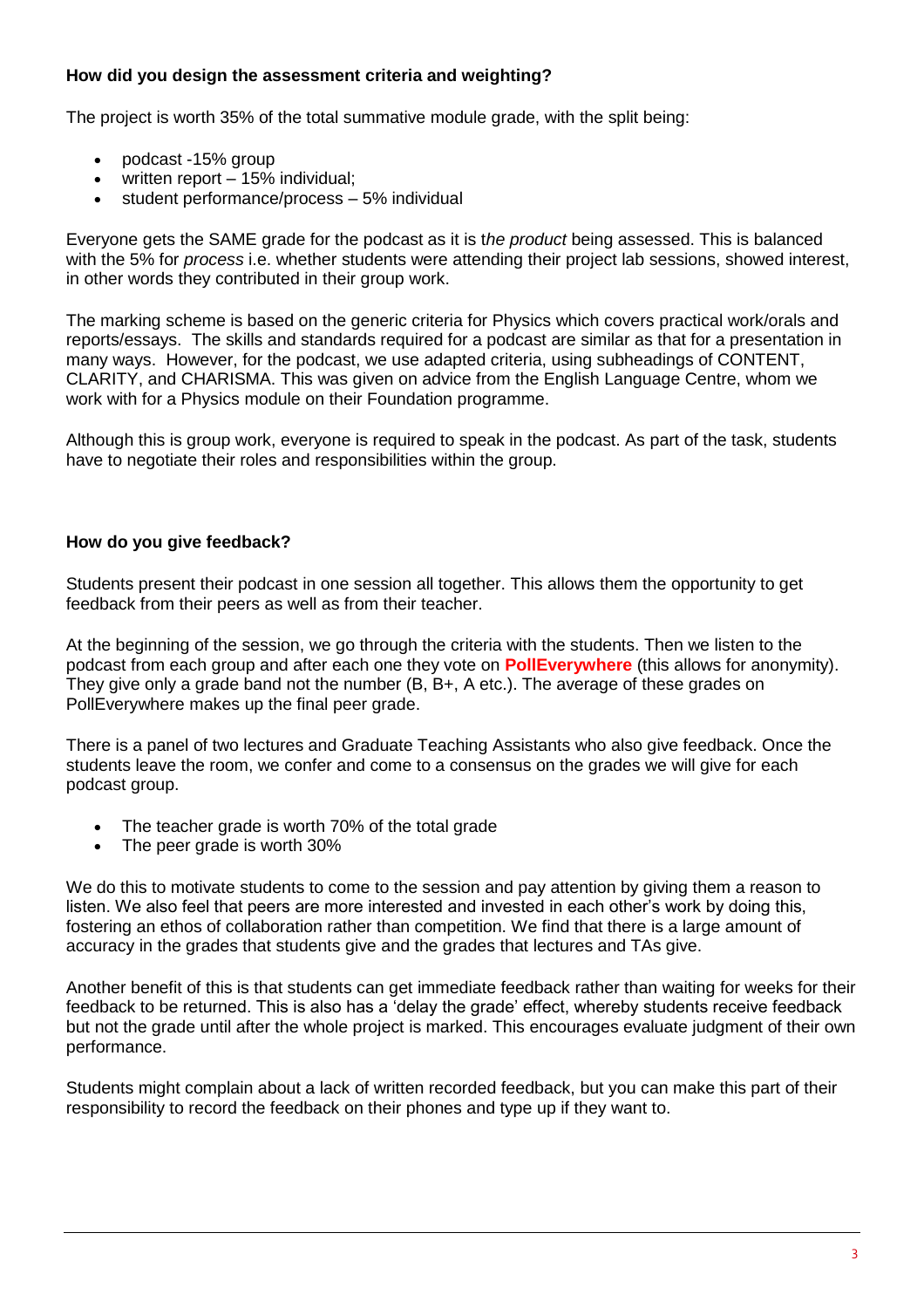**How did you design the assessment criteria and weighting?**

The project is worth 35% of the total summative module grade, with the split being:

- podcast -15% group
- written report – 15% individual;
- student performance/process – 5% individual

Everyone gets the SAME grade for the podcast as it is t*he product* being assessed. This is balanced with the 5% for *process* i.e. whether students were attending their project lab sessions, showed interest, in other words they contributed in their group work.

The marking scheme is based on the generic criteria for Physics which covers practical work/orals and reports/essays. The skills and standards required for a podcast are similar as that for a presentation in many ways. However, for the podcast, we use adapted criteria, using subheadings of CONTENT, CLARITY, and CHARISMA. This was given on advice from the English Language Centre, whom we work with for a Physics module on their Foundation programme.

Although this is group work, everyone is required to speak in the podcast. As part of the task, students have to negotiate their roles and responsibilities within the group.

**How do you give feedback?**

Students present their podcast in one session all together. This allows them the opportunity to get feedback from their peers as well as from their teacher.

At the beginning of the session, we go through the criteria with the students. Then we listen to the podcast from each group and after each one they vote on **PollEverywhere** (this allows for anonymity). They give only a grade band not the number (B, B+, A etc.). The average of these grades on PollEverywhere makes up the final peer grade.

There is a panel of two lectures and Graduate Teaching Assistants who also give feedback. Once the students leave the room, we confer and come to a consensus on the grades we will give for each podcast group.

- The teacher grade is worth 70% of the total grade
- The peer grade is worth 30%

We do this to motivate students to come to the session and pay attention by giving them a reason to listen. We also feel that peers are more interested and invested in each other's work by doing this, fostering an ethos of collaboration rather than competition. We find that there is a large amount of accuracy in the grades that students give and the grades that lectures and TAs give.

Another benefit of this is that students can get immediate feedback rather than waiting for weeks for their feedback to be returned. This is also has a 'delay the grade' effect, whereby students receive feedback but not the grade until after the whole project is marked. This encourages evaluate judgment of their own performance.

Students might complain about a lack of written recorded feedback, but you can make this part of their responsibility to record the feedback on their phones and type up if they want to.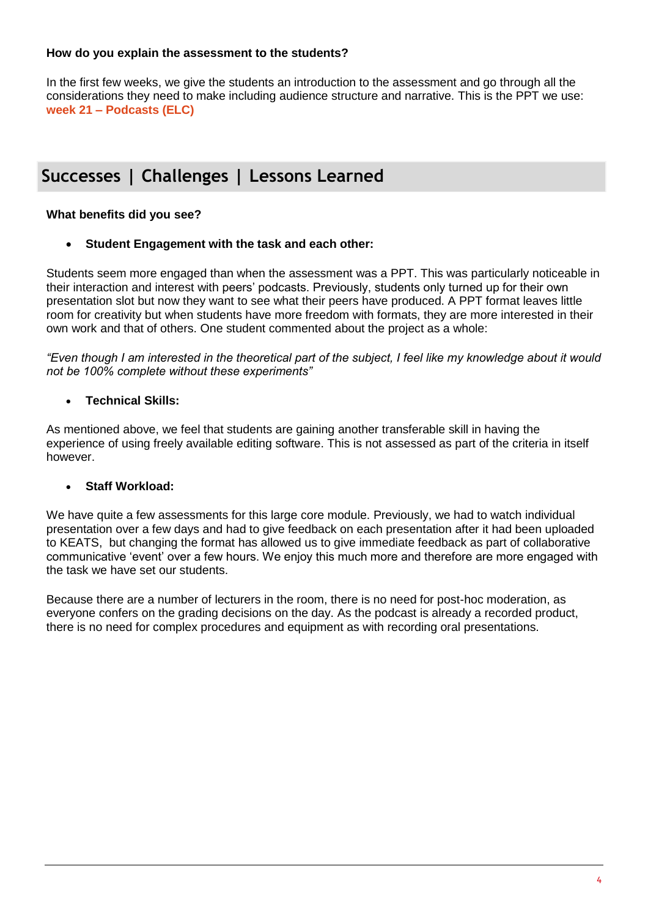**How do you explain the assessment to the students?**

In the first few weeks, we give the students an introduction to the assessment and go through all the considerations they need to make including audience structure and narrative. This is the PPT we use: **week 21 – Podcasts (ELC)**

## Successes | Challenges | Lessons Learned

**What benefits did you see?**

- **Student Engagement with the task and each other:**

Students seem more engaged than when the assessment was a PPT. This was particularly noticeable in their interaction and interest with peers' podcasts. Previously, students only turned up for their own presentation slot but now they want to see what their peers have produced. A PPT format leaves little room for creativity but when students have more freedom with formats, they are more interested in their own work and that of others. One student commented about the project as a whole:

*"Even though I am interested in the theoretical part of the subject, I feel like my knowledge about it would not be 100% complete without these experiments"*

- **Technical Skills:**

As mentioned above, we feel that students are gaining another transferable skill in having the experience of using freely available editing software. This is not assessed as part of the criteria in itself however.

- **Staff Workload:**

We have quite a few assessments for this large core module. Previously, we had to watch individual presentation over a few days and had to give feedback on each presentation after it had been uploaded to KEATS, but changing the format has allowed us to give immediate feedback as part of collaborative communicative 'event' over a few hours. We enjoy this much more and therefore are more engaged with the task we have set our students.

Because there are a number of lecturers in the room, there is no need for post-hoc moderation, as everyone confers on the grading decisions on the day. As the podcast is already a recorded product, there is no need for complex procedures and equipment as with recording oral presentations.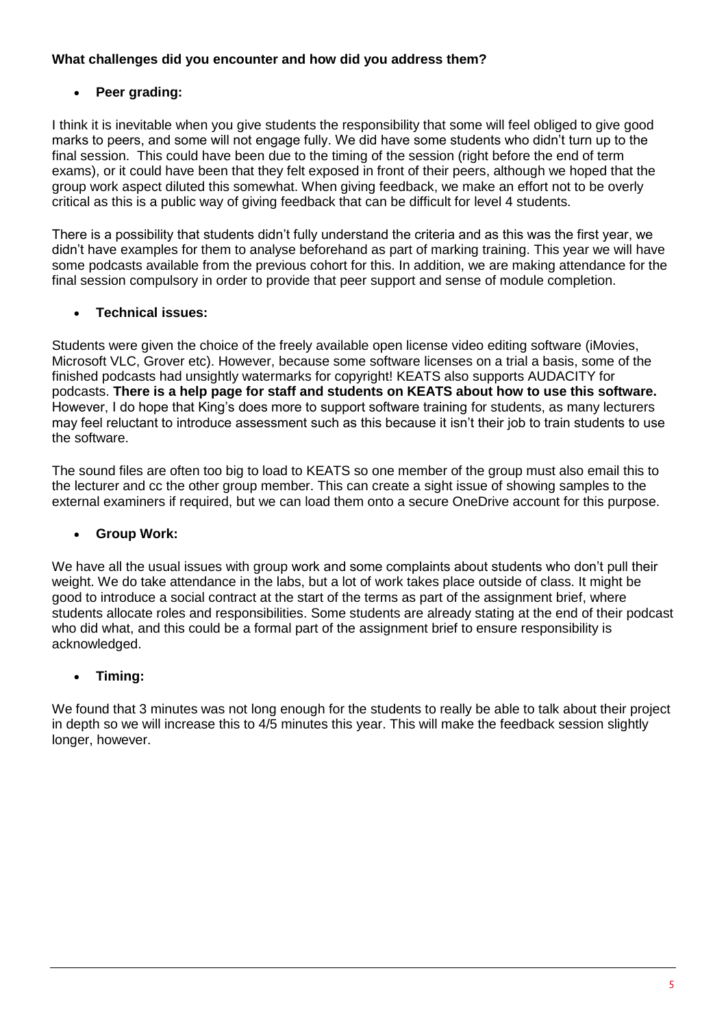**What challenges did you encounter and how did you address them?**

- **Peer grading:**

I think it is inevitable when you give students the responsibility that some will feel obliged to give good marks to peers, and some will not engage fully. We did have some students who didn't turn up to the final session. This could have been due to the timing of the session (right before the end of term exams), or it could have been that they felt exposed in front of their peers, although we hoped that the group work aspect diluted this somewhat. When giving feedback, we make an effort not to be overly critical as this is a public way of giving feedback that can be difficult for level 4 students.

There is a possibility that students didn't fully understand the criteria and as this was the first year, we didn't have examples for them to analyse beforehand as part of marking training. This year we will have some podcasts available from the previous cohort for this. In addition, we are making attendance for the final session compulsory in order to provide that peer support and sense of module completion.

- **Technical issues:**

Students were given the choice of the freely available open license video editing software (iMovies, Microsoft VLC, Grover etc). However, because some software licenses on a trial a basis, some of the finished podcasts had unsightly watermarks for copyright! KEATS also supports AUDACITY for podcasts. **There is a help page for staff and students on KEATS about how to use this software.** However, I do hope that King's does more to support software training for students, as many lecturers may feel reluctant to introduce assessment such as this because it isn't their job to train students to use the software.

The sound files are often too big to load to KEATS so one member of the group must also email this to the lecturer and cc the other group member. This can create a sight issue of showing samples to the external examiners if required, but we can load them onto a secure OneDrive account for this purpose.

- **Group Work:**

We have all the usual issues with group work and some complaints about students who don't pull their weight. We do take attendance in the labs, but a lot of work takes place outside of class. It might be good to introduce a social contract at the start of the terms as part of the assignment brief, where students allocate roles and responsibilities. Some students are already stating at the end of their podcast who did what, and this could be a formal part of the assignment brief to ensure responsibility is acknowledged.

- **Timing:**

We found that 3 minutes was not long enough for the students to really be able to talk about their project in depth so we will increase this to 4/5 minutes this year. This will make the feedback session slightly longer, however.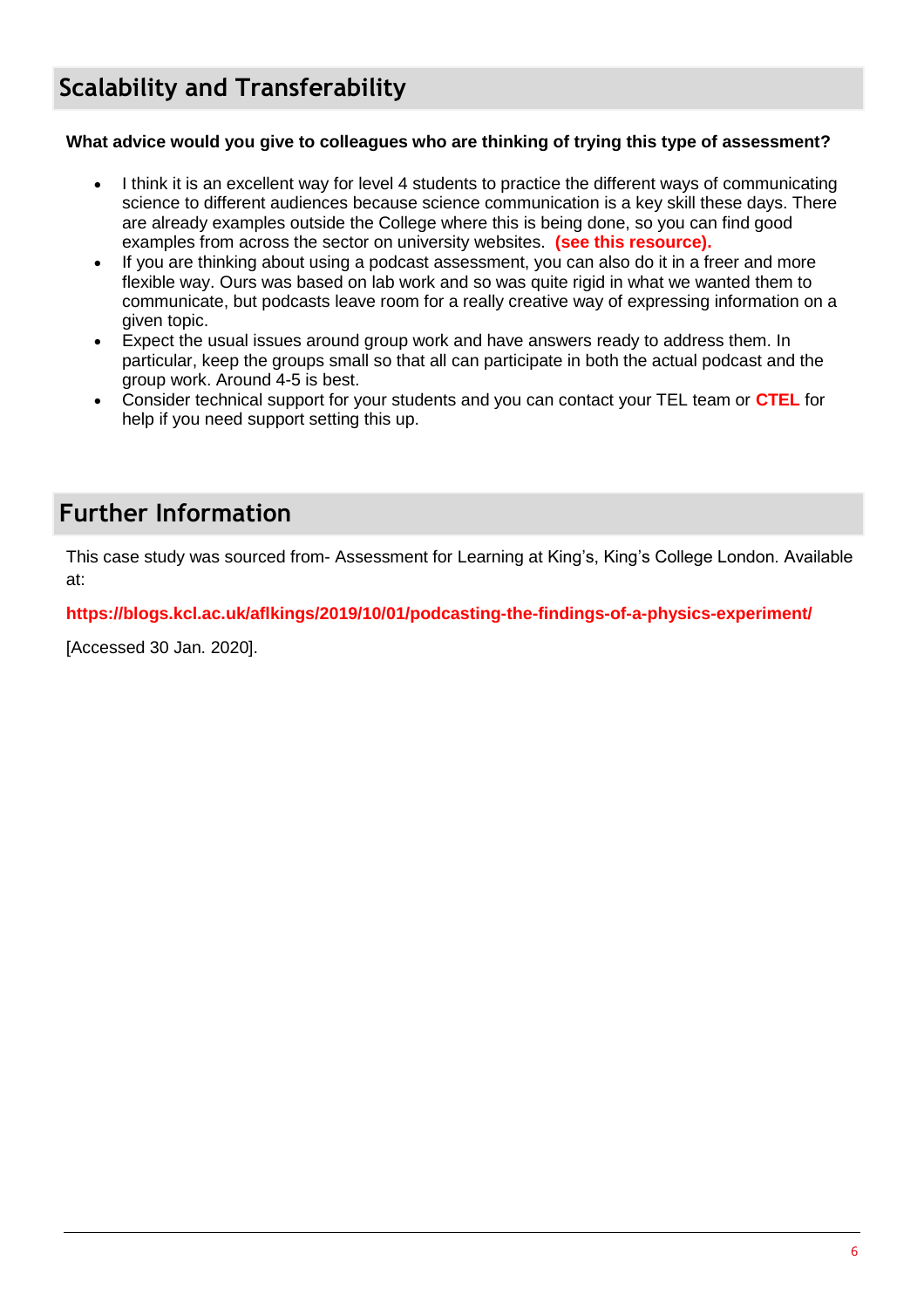## Scalability and Transferability

**What advice would you give to colleagues who are thinking of trying this type of assessment?**

- I think it is an excellent way for level 4 students to practice the different ways of communicating science to different audiences because science communication is a key skill these days. There are already examples outside the College where this is being done, so you can find good examples from across the sector on university websites. **(see this resource).**
- If you are thinking about using a podcast assessment, you can also do it in a freer and more flexible way. Ours was based on lab work and so was quite rigid in what we wanted them to communicate, but podcasts leave room for a really creative way of expressing information on a given topic.
- Expect the usual issues around group work and have answers ready to address them. In particular, keep the groups small so that all can participate in both the actual podcast and the group work. Around 4-5 is best.
- Consider technical support for your students and you can contact your TEL team or **CTEL** for help if you need support setting this up.

## Further Information

This case study was sourced from- Assessment for Learning at King's, King's College London. Available at:

**https://blogs.kcl.ac.uk/aflkings/2019/10/01/podcasting-the-findings-of-a-physics-experiment/**

[Accessed 30 Jan. 2020].